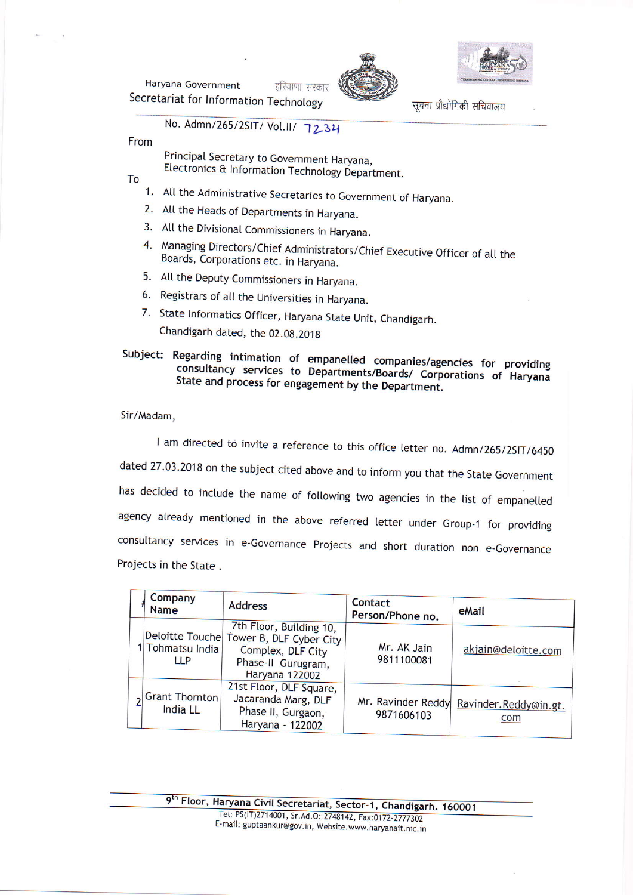Haryana Government हरियाणा सरकार
Secretariat for Information Technology सूचना प्रौद्योगिकी सचिवालय

No. Admn/265/2SIT/ Vol.II/ 7234

From

Principal Secretary to Government Haryana,
Electronics & Information Technology Department.

To

1. All the Administrative Secretaries to Government of Haryana.
2. All the Heads of Departments in Haryana.
3. All the Divisional Commissioners in Haryana.
4. Managing Directors/Chief Administrators/Chief Executive Officer of all the Boards, Corporations etc. in Haryana.
5. All the Deputy Commissioners in Haryana.
6. Registrars of all the Universities in Haryana.
7. State Informatics Officer, Haryana State Unit, Chandigarh.

Chandigarh dated, the 02.08.2018

**Subject: Regarding intimation of empanelled companies/agencies for providing consultancy services to Departments/Boards/ Corporations of Haryana State and process for engagement by the Department.**

Sir/Madam,

I am directed to invite a reference to this office letter no. Admn/265/2SIT/6450 dated 27.03.2018 on the subject cited above and to inform you that the State Government has decided to include the name of following two agencies in the list of empanelled agency already mentioned in the above referred letter under Group-1 for providing consultancy services in e-Governance Projects and short duration non e-Governance Projects in the State .

| # | Company Name | Address | Contact Person/Phone no. | eMail |
|---|---|---|---|---|
| 1 | Deloitte Touche Tohmatsu India LLP | 7th Floor, Building 10, Tower B, DLF Cyber City Complex, DLF City Phase-II Gurugram, Haryana 122002 | Mr. AK Jain 9811100081 | akjain@deloitte.com |
| 2 | Grant Thornton India LL | 21st Floor, DLF Square, Jacaranda Marg, DLF Phase II, Gurgaon, Haryana - 122002 | Mr. Ravinder Reddy 9871606103 | Ravinder.Reddy@in.gt.com |

9th Floor, Haryana Civil Secretariat, Sector-1, Chandigarh. 160001
Tel: PS(IT)2714001, Sr.Ad.O: 2748142, Fax:0172-2777302
E-mail: guptaankur@gov.in, Website.www.haryanait.nic.in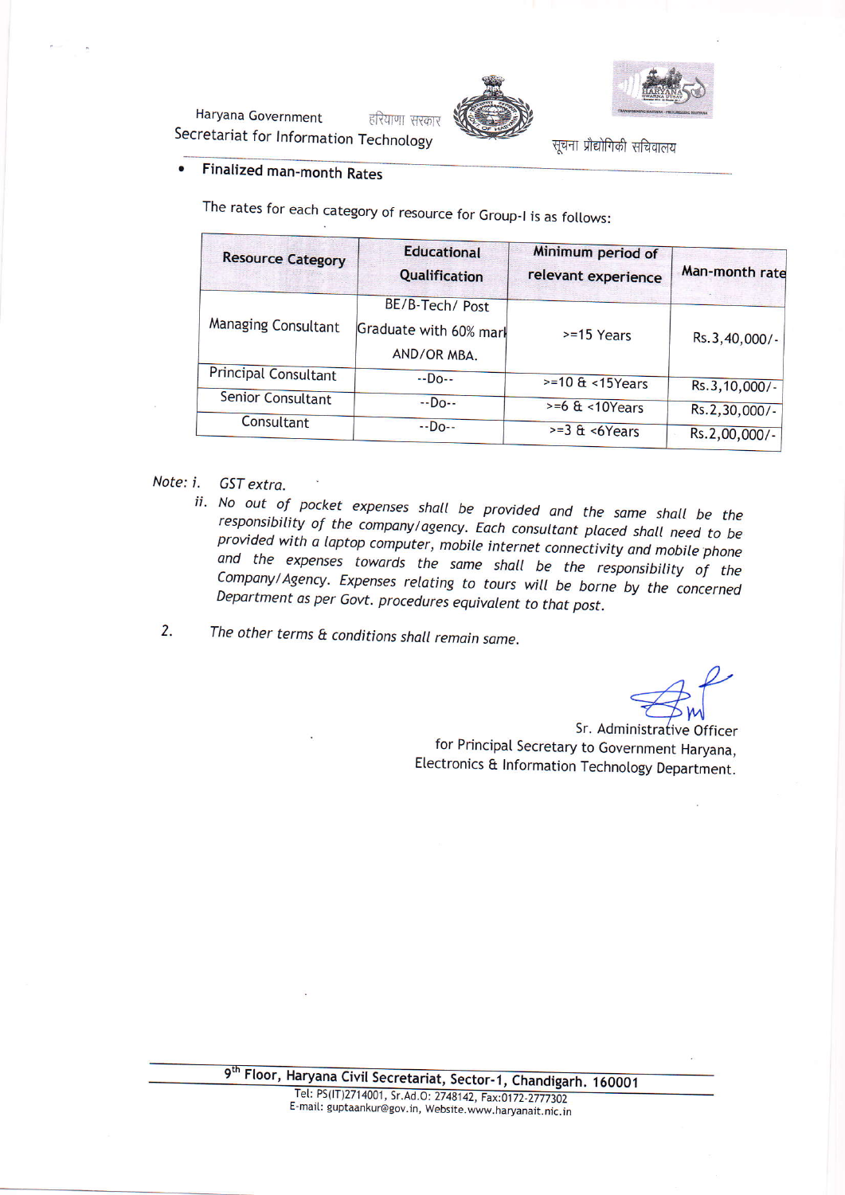Haryana Government हरियाणा सरकार
Secretariat for Information Technology सूचना प्रौद्योगिकी सचिवालय

- **Finalized man-month Rates**

The rates for each category of resource for Group-I is as follows:

| Resource Category | Educational Qualification | Minimum period of relevant experience | Man-month rate |
|---|---|---|---|
| Managing Consultant | BE/B-Tech/ Post Graduate with 60% mark AND/OR MBA. | >=15 Years | Rs.3,40,000/- |
| Principal Consultant | --Do-- | >=10 & <15Years | Rs.3,10,000/- |
| Senior Consultant | --Do-- | >=6 & <10Years | Rs.2,30,000/- |
| Consultant | --Do-- | >=3 & <6Years | Rs.2,00,000/- |

*Note: i. GST extra.*

*ii. No out of pocket expenses shall be provided and the same shall be the responsibility of the company/agency. Each consultant placed shall need to be provided with a laptop computer, mobile internet connectivity and mobile phone and the expenses towards the same shall be the responsibility of the Company/Agency. Expenses relating to tours will be borne by the concerned Department as per Govt. procedures equivalent to that post.*

2. *The other terms & conditions shall remain same.*

Sr. Administrative Officer
for Principal Secretary to Government Haryana,
Electronics & Information Technology Department.

9th Floor, Haryana Civil Secretariat, Sector-1, Chandigarh. 160001
Tel: PS(IT)2714001, Sr.Ad.O: 2748142, Fax:0172-2777302
E-mail: guptaankur@gov.in, Website.www.haryanait.nic.in